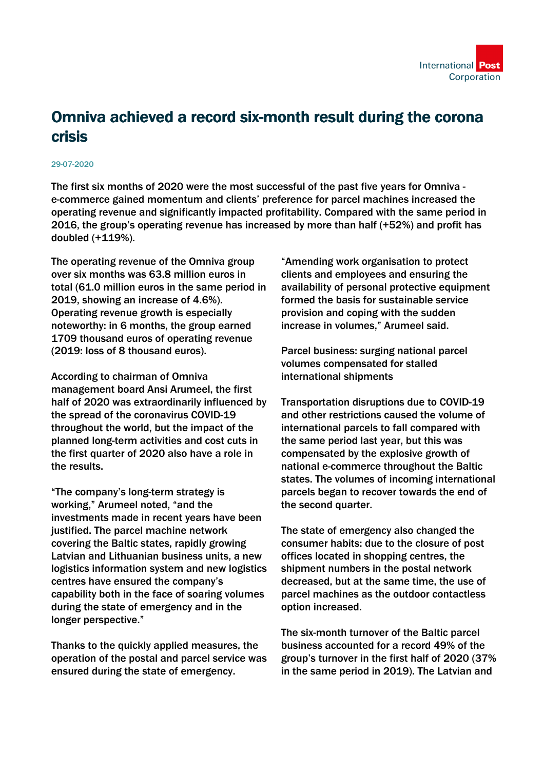# Omniva achieved a record six-month result during the corona crisis

29-07-2020

**The first six months of 2020 were the most successful of the past five years for Omniva - e-commerce gained momentum and clients' preference for parcel machines increased the operating revenue and significantly impacted profitability. Compared with the same period in 2016, the group's operating revenue has increased by more than half (+52%) and profit has doubled (+119%).**

The operating revenue of the Omniva group over six months was 63.8 million euros in total (61.0 million euros in the same period in 2019, showing an increase of 4.6%). Operating revenue growth is especially noteworthy: in 6 months, the group earned 1709 thousand euros of operating revenue (2019: loss of 8 thousand euros).

According to chairman of Omniva management board Ansi Arumeel, the first half of 2020 was extraordinarily influenced by the spread of the coronavirus COVID-19 throughout the world, but the impact of the planned long-term activities and cost cuts in the first quarter of 2020 also have a role in the results.

"The company's long-term strategy is working," Arumeel noted, "and the investments made in recent years have been justified. The parcel machine network covering the Baltic states, rapidly growing Latvian and Lithuanian business units, a new logistics information system and new logistics centres have ensured the company's capability both in the face of soaring volumes during the state of emergency and in the longer perspective."

Thanks to the quickly applied measures, the operation of the postal and parcel service was ensured during the state of emergency.

"Amending work organisation to protect clients and employees and ensuring the availability of personal protective equipment formed the basis for sustainable service provision and coping with the sudden increase in volumes," Arumeel said.

Parcel business: surging national parcel volumes compensated for stalled international shipments

Transportation disruptions due to COVID-19 and other restrictions caused the volume of international parcels to fall compared with the same period last year, but this was compensated by the explosive growth of national e-commerce throughout the Baltic states. The volumes of incoming international parcels began to recover towards the end of the second quarter.

The state of emergency also changed the consumer habits: due to the closure of post offices located in shopping centres, the shipment numbers in the postal network decreased, but at the same time, the use of parcel machines as the outdoor contactless option increased.

The six-month turnover of the Baltic parcel business accounted for a record 49% of the group's turnover in the first half of 2020 (37% in the same period in 2019). The Latvian and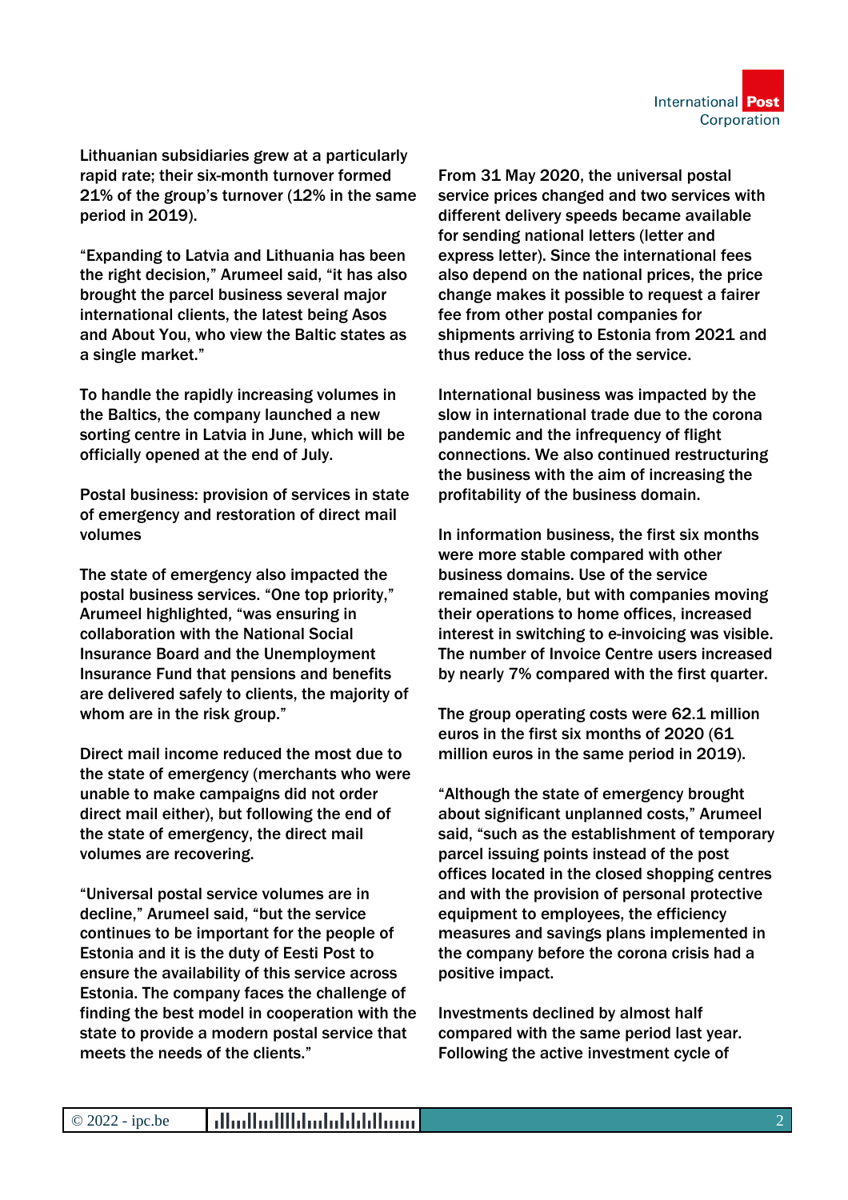Lithuanian subsidiaries grew at a particularly rapid rate; their six-month turnover formed 21% of the group's turnover (12% in the same period in 2019).

"Expanding to Latvia and Lithuania has been the right decision," Arumeel said, "it has also brought the parcel business several major international clients, the latest being Asos and About You, who view the Baltic states as a single market."

To handle the rapidly increasing volumes in the Baltics, the company launched a new sorting centre in Latvia in June, which will be officially opened at the end of July.

Postal business: provision of services in state of emergency and restoration of direct mail volumes

The state of emergency also impacted the postal business services. "One top priority," Arumeel highlighted, "was ensuring in collaboration with the National Social Insurance Board and the Unemployment Insurance Fund that pensions and benefits are delivered safely to clients, the majority of whom are in the risk group."

Direct mail income reduced the most due to the state of emergency (merchants who were unable to make campaigns did not order direct mail either), but following the end of the state of emergency, the direct mail volumes are recovering.

"Universal postal service volumes are in decline," Arumeel said, "but the service continues to be important for the people of Estonia and it is the duty of Eesti Post to ensure the availability of this service across Estonia. The company faces the challenge of finding the best model in cooperation with the state to provide a modern postal service that meets the needs of the clients."

From 31 May 2020, the universal postal service prices changed and two services with different delivery speeds became available for sending national letters (letter and express letter). Since the international fees also depend on the national prices, the price change makes it possible to request a fairer fee from other postal companies for shipments arriving to Estonia from 2021 and thus reduce the loss of the service.

International business was impacted by the slow in international trade due to the corona pandemic and the infrequency of flight connections. We also continued restructuring the business with the aim of increasing the profitability of the business domain.

In information business, the first six months were more stable compared with other business domains. Use of the service remained stable, but with companies moving their operations to home offices, increased interest in switching to e-invoicing was visible. The number of Invoice Centre users increased by nearly 7% compared with the first quarter.

The group operating costs were 62.1 million euros in the first six months of 2020 (61 million euros in the same period in 2019).

"Although the state of emergency brought about significant unplanned costs," Arumeel said, "such as the establishment of temporary parcel issuing points instead of the post offices located in the closed shopping centres and with the provision of personal protective equipment to employees, the efficiency measures and savings plans implemented in the company before the corona crisis had a positive impact.

Investments declined by almost half compared with the same period last year. Following the active investment cycle of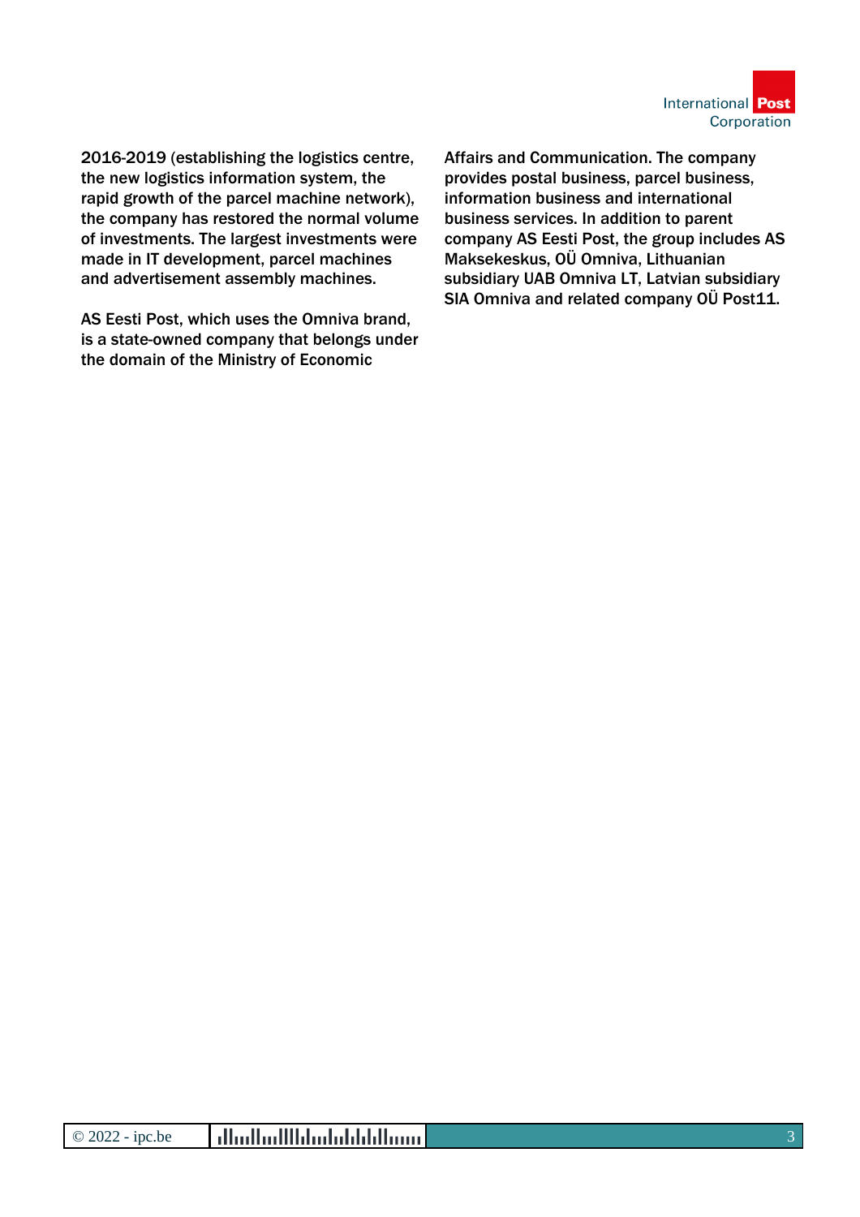2016-2019 (establishing the logistics centre, the new logistics information system, the rapid growth of the parcel machine network), the company has restored the normal volume of investments. The largest investments were made in IT development, parcel machines and advertisement assembly machines.

AS Eesti Post, which uses the Omniva brand, is a state-owned company that belongs under the domain of the Ministry of Economic Affairs and Communication. The company provides postal business, parcel business, information business and international business services. In addition to parent company AS Eesti Post, the group includes AS Maksekeskus, OÜ Omniva, Lithuanian subsidiary UAB Omniva LT, Latvian subsidiary SIA Omniva and related company OÜ Post11.